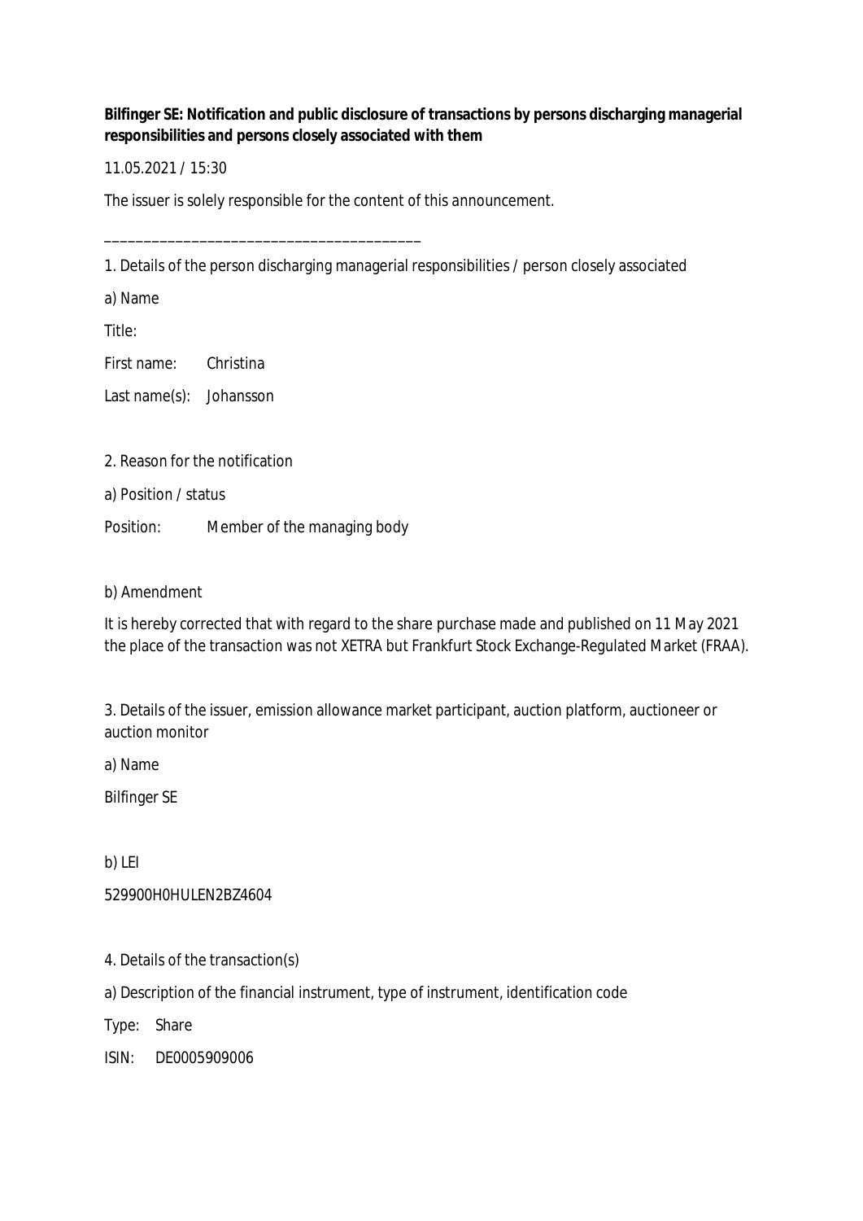**Bilfinger SE: Notification and public disclosure of transactions by persons discharging managerial responsibilities and persons closely associated with them**

11.05.2021 / 15:30

The issuer is solely responsible for the content of this announcement.

---

1. Details of the person discharging managerial responsibilities / person closely associated

a) Name

| | |
|---|---|
| Title: | |
| First name: | Christina |
| Last name(s): | Johansson |

2. Reason for the notification

a) Position / status

| | |
|---|---|
| Position: | Member of the managing body |

b) Amendment

It is hereby corrected that with regard to the share purchase made and published on 11 May 2021 the place of the transaction was not XETRA but Frankfurt Stock Exchange-Regulated Market (FRAA).

3. Details of the issuer, emission allowance market participant, auction platform, auctioneer or auction monitor

a) Name

Bilfinger SE

b) LEI

529900H0HULEN2BZ4604

4. Details of the transaction(s)

a) Description of the financial instrument, type of instrument, identification code

| | |
|---|---|
| Type: | Share |
| ISIN: | DE0005909006 |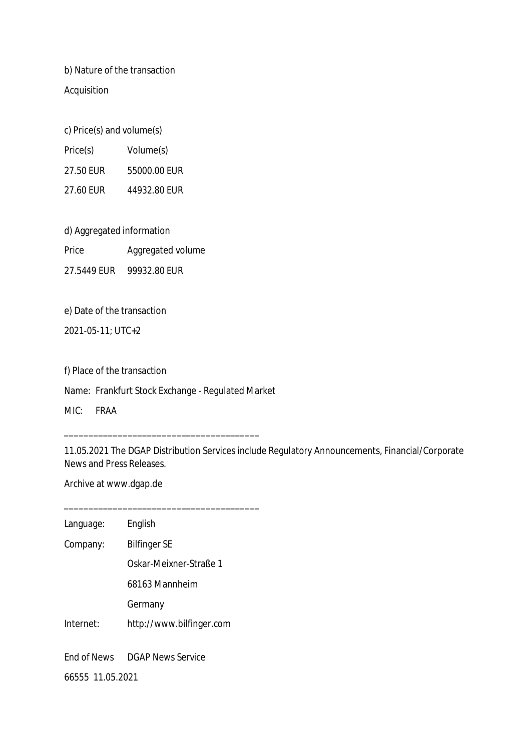b) Nature of the transaction

Acquisition

c) Price(s) and volume(s)

| Price(s) | Volume(s) |
| --- | --- |
| 27.50 EUR | 55000.00 EUR |
| 27.60 EUR | 44932.80 EUR |

d) Aggregated information

| Price | Aggregated volume |
| --- | --- |
| 27.5449 EUR | 99932.80 EUR |

e) Date of the transaction

2021-05-11; UTC+2

f) Place of the transaction

Name: Frankfurt Stock Exchange - Regulated Market

MIC: FRAA

---

11.05.2021 The DGAP Distribution Services include Regulatory Announcements, Financial/Corporate News and Press Releases.

Archive at www.dgap.de

---

| | |
| --- | --- |
| Language: | English |
| Company: | Bilfinger SE |
| | Oskar-Meixner-Straße 1 |
| | 68163 Mannheim |
| | Germany |
| Internet: | http://www.bilfinger.com |

End of News DGAP News Service

66555 11.05.2021